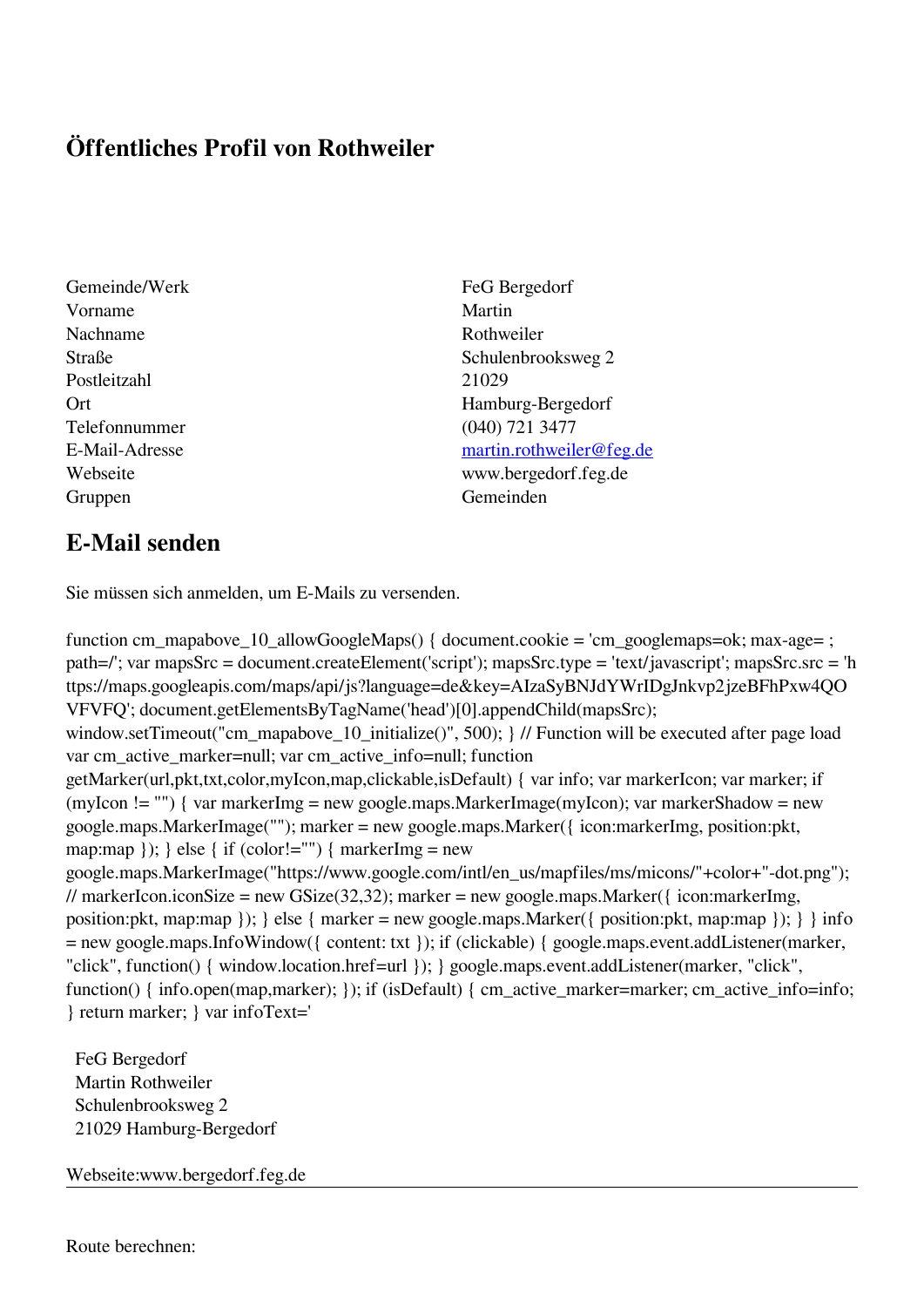## Öffentliches Profil von Rothweiler

| | |
|---|---|
| Gemeinde/Werk | FeG Bergedorf |
| Vorname | Martin |
| Nachname | Rothweiler |
| Straße | Schulenbrooksweg 2 |
| Postleitzahl | 21029 |
| Ort | Hamburg-Bergedorf |
| Telefonnummer | (040) 721 3477 |
| E-Mail-Adresse | martin.rothweiler@feg.de |
| Webseite | www.bergedorf.feg.de |
| Gruppen | Gemeinden |

## E-Mail senden

Sie müssen sich anmelden, um E-Mails zu versenden.

```
function cm_mapabove_10_allowGoogleMaps() { document.cookie = 'cm_googlemaps=ok; max-age= ; path=/'; var mapsSrc = document.createElement('script'); mapsSrc.type = 'text/javascript'; mapsSrc.src = 'https://maps.googleapis.com/maps/api/js?language=de&key=AIzaSyBNJdYWrIDgJnkvp2jzeBFhPxw4QOVFVFQ'; document.getElementsByTagName('head')[0].appendChild(mapsSrc); window.setTimeout("cm_mapabove_10_initialize()", 500); } // Function will be executed after page load var cm_active_marker=null; var cm_active_info=null; function getMarker(url,pkt,txt,color,myIcon,map,clickable,isDefault) { var info; var markerIcon; var marker; if (myIcon != "") { var markerImg = new google.maps.MarkerImage(myIcon); var markerShadow = new google.maps.MarkerImage(""); marker = new google.maps.Marker({ icon:markerImg, position:pkt, map:map }); } else { if (color!="") { markerImg = new google.maps.MarkerImage("https://www.google.com/intl/en_us/mapfiles/ms/micons/"+color+"-dot.png"); // markerIcon.iconSize = new GSize(32,32); marker = new google.maps.Marker({ icon:markerImg, position:pkt, map:map }); } else { marker = new google.maps.Marker({ position:pkt, map:map }); } } info = new google.maps.InfoWindow({ content: txt }); if (clickable) { google.maps.event.addListener(marker, "click", function() { window.location.href=url }); } google.maps.event.addListener(marker, "click", function() { info.open(map,marker); }); if (isDefault) { cm_active_marker=marker; cm_active_info=info; } return marker; } var infoText='
```

FeG Bergedorf
Martin Rothweiler
Schulenbrooksweg 2
21029 Hamburg-Bergedorf

Webseite:www.bergedorf.feg.de

---

Route berechnen: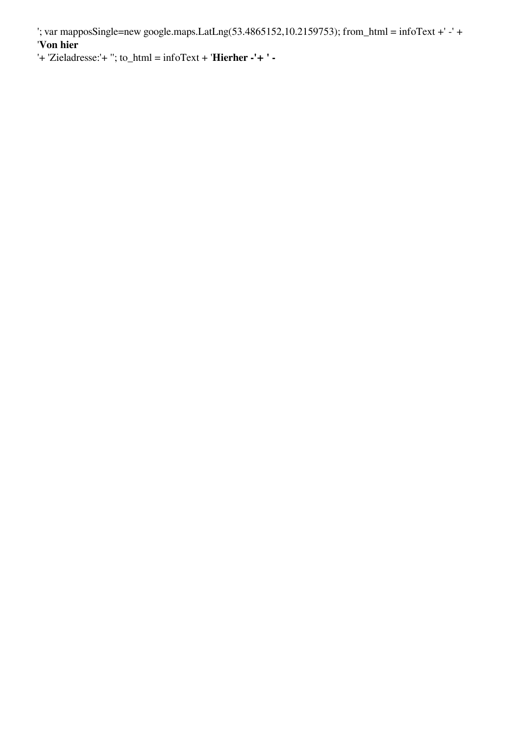'; var mapposSingle=new google.maps.LatLng(53.4865152,10.2159753); from_html = infoText +' -' +
'**Von hier**
'+ 'Zieladresse:'+ ''; to_html = infoText + '**Hierher -'+ ' -**